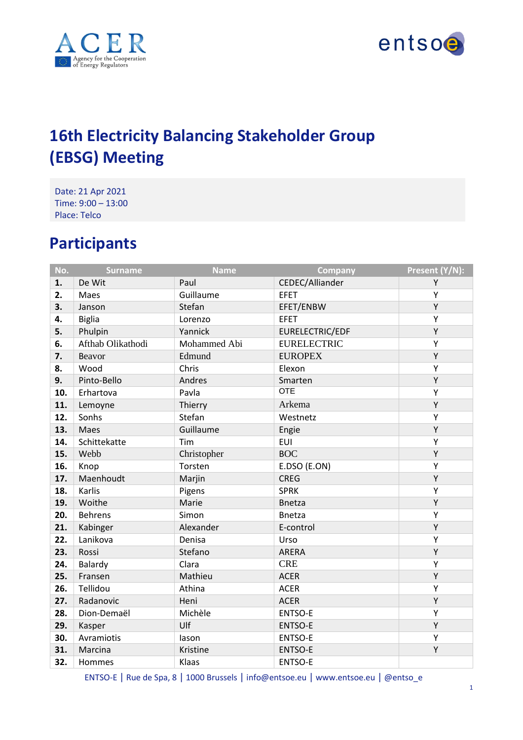# 16th Electricity Balancing Stakeholder Group (EBSG) Meeting

Date: 21 Apr 2021
Time: 9:00 – 13:00
Place: Telco

## Participants

| No. | Surname | Name | Company | Present (Y/N): |
|---|---|---|---|---|
| **1.** | De Wit | Paul | CEDEC/Alliander | Y |
| **2.** | Maes | Guillaume | EFET | Y |
| **3.** | Janson | Stefan | EFET/ENBW | Y |
| **4.** | Biglia | Lorenzo | EFET | Y |
| **5.** | Phulpin | Yannick | EURELECTRIC/EDF | Y |
| **6.** | Afthab Olikathodi | Mohammed Abi | EURELECTRIC | Y |
| **7.** | Beavor | Edmund | EUROPEX | Y |
| **8.** | Wood | Chris | Elexon | Y |
| **9.** | Pinto-Bello | Andres | Smarten | Y |
| **10.** | Erhartova | Pavla | OTE | Y |
| **11.** | Lemoyne | Thierry | Arkema | Y |
| **12.** | Sonhs | Stefan | Westnetz | Y |
| **13.** | Maes | Guillaume | Engie | Y |
| **14.** | Schittekatte | Tim | EUI | Y |
| **15.** | Webb | Christopher | BOC | Y |
| **16.** | Knop | Torsten | E.DSO (E.ON) | Y |
| **17.** | Maenhoudt | Marjin | CREG | Y |
| **18.** | Karlis | Pigens | SPRK | Y |
| **19.** | Woithe | Marie | Bnetza | Y |
| **20.** | Behrens | Simon | Bnetza | Y |
| **21.** | Kabinger | Alexander | E-control | Y |
| **22.** | Lanikova | Denisa | Urso | Y |
| **23.** | Rossi | Stefano | ARERA | Y |
| **24.** | Balardy | Clara | CRE | Y |
| **25.** | Fransen | Mathieu | ACER | Y |
| **26.** | Tellidou | Athina | ACER | Y |
| **27.** | Radanovic | Heni | ACER | Y |
| **28.** | Dion-Demaël | Michèle | ENTSO-E | Y |
| **29.** | Kasper | Ulf | ENTSO-E | Y |
| **30.** | Avramiotis | Iason | ENTSO-E | Y |
| **31.** | Marcina | Kristine | ENTSO-E | Y |
| **32.** | Hommes | Klaas | ENTSO-E | |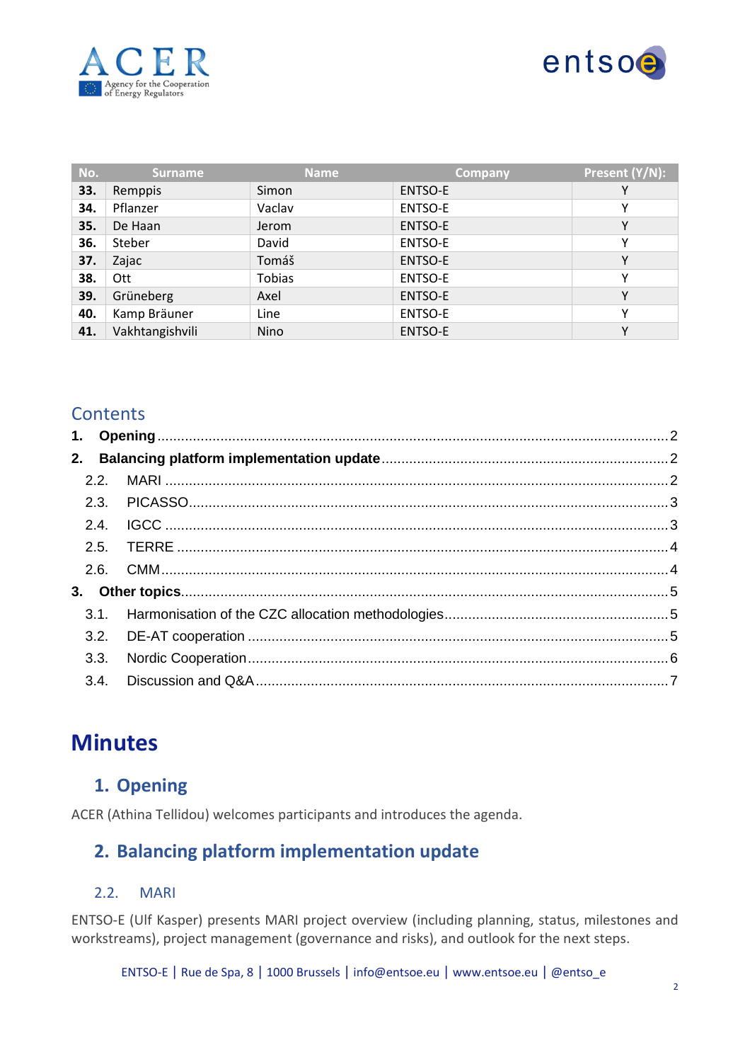| No. | Surname | Name | Company | Present (Y/N): |
|---|---|---|---|---|
| **33.** | Remppis | Simon | ENTSO-E | Y |
| **34.** | Pflanzer | Vaclav | ENTSO-E | Y |
| **35.** | De Haan | Jerom | ENTSO-E | Y |
| **36.** | Steber | David | ENTSO-E | Y |
| **37.** | Zajac | Tomáš | ENTSO-E | Y |
| **38.** | Ott | Tobias | ENTSO-E | Y |
| **39.** | Grüneberg | Axel | ENTSO-E | Y |
| **40.** | Kamp Bräuner | Line | ENTSO-E | Y |
| **41.** | Vakhtangishvili | Nino | ENTSO-E | Y |

## Contents

**1. Opening** ..... 2

**2. Balancing platform implementation update** ..... 2

- 2.2. MARI ..... 2
- 2.3. PICASSO ..... 3
- 2.4. IGCC ..... 3
- 2.5. TERRE ..... 4
- 2.6. CMM ..... 4

**3. Other topics** ..... 5

- 3.1. Harmonisation of the CZC allocation methodologies ..... 5
- 3.2. DE-AT cooperation ..... 5
- 3.3. Nordic Cooperation ..... 6
- 3.4. Discussion and Q&A ..... 7

# Minutes

## 1. Opening

ACER (Athina Tellidou) welcomes participants and introduces the agenda.

## 2. Balancing platform implementation update

### 2.2. MARI

ENTSO-E (Ulf Kasper) presents MARI project overview (including planning, status, milestones and workstreams), project management (governance and risks), and outlook for the next steps.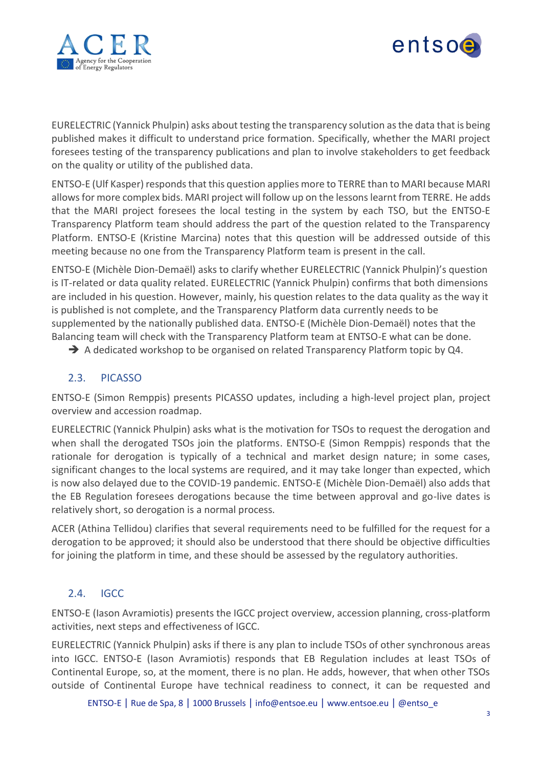EURELECTRIC (Yannick Phulpin) asks about testing the transparency solution as the data that is being published makes it difficult to understand price formation. Specifically, whether the MARI project foresees testing of the transparency publications and plan to involve stakeholders to get feedback on the quality or utility of the published data.

ENTSO-E (Ulf Kasper) responds that this question applies more to TERRE than to MARI because MARI allows for more complex bids. MARI project will follow up on the lessons learnt from TERRE. He adds that the MARI project foresees the local testing in the system by each TSO, but the ENTSO-E Transparency Platform team should address the part of the question related to the Transparency Platform. ENTSO-E (Kristine Marcina) notes that this question will be addressed outside of this meeting because no one from the Transparency Platform team is present in the call.

ENTSO-E (Michèle Dion-Demaël) asks to clarify whether EURELECTRIC (Yannick Phulpin)'s question is IT-related or data quality related. EURELECTRIC (Yannick Phulpin) confirms that both dimensions are included in his question. However, mainly, his question relates to the data quality as the way it is published is not complete, and the Transparency Platform data currently needs to be supplemented by the nationally published data. ENTSO-E (Michèle Dion-Demaël) notes that the Balancing team will check with the Transparency Platform team at ENTSO-E what can be done.

➔ A dedicated workshop to be organised on related Transparency Platform topic by Q4.

## 2.3. PICASSO

ENTSO-E (Simon Remppis) presents PICASSO updates, including a high-level project plan, project overview and accession roadmap.

EURELECTRIC (Yannick Phulpin) asks what is the motivation for TSOs to request the derogation and when shall the derogated TSOs join the platforms. ENTSO-E (Simon Remppis) responds that the rationale for derogation is typically of a technical and market design nature; in some cases, significant changes to the local systems are required, and it may take longer than expected, which is now also delayed due to the COVID-19 pandemic. ENTSO-E (Michèle Dion-Demaël) also adds that the EB Regulation foresees derogations because the time between approval and go-live dates is relatively short, so derogation is a normal process.

ACER (Athina Tellidou) clarifies that several requirements need to be fulfilled for the request for a derogation to be approved; it should also be understood that there should be objective difficulties for joining the platform in time, and these should be assessed by the regulatory authorities.

## 2.4. IGCC

ENTSO-E (Iason Avramiotis) presents the IGCC project overview, accession planning, cross-platform activities, next steps and effectiveness of IGCC.

EURELECTRIC (Yannick Phulpin) asks if there is any plan to include TSOs of other synchronous areas into IGCC. ENTSO-E (Iason Avramiotis) responds that EB Regulation includes at least TSOs of Continental Europe, so, at the moment, there is no plan. He adds, however, that when other TSOs outside of Continental Europe have technical readiness to connect, it can be requested and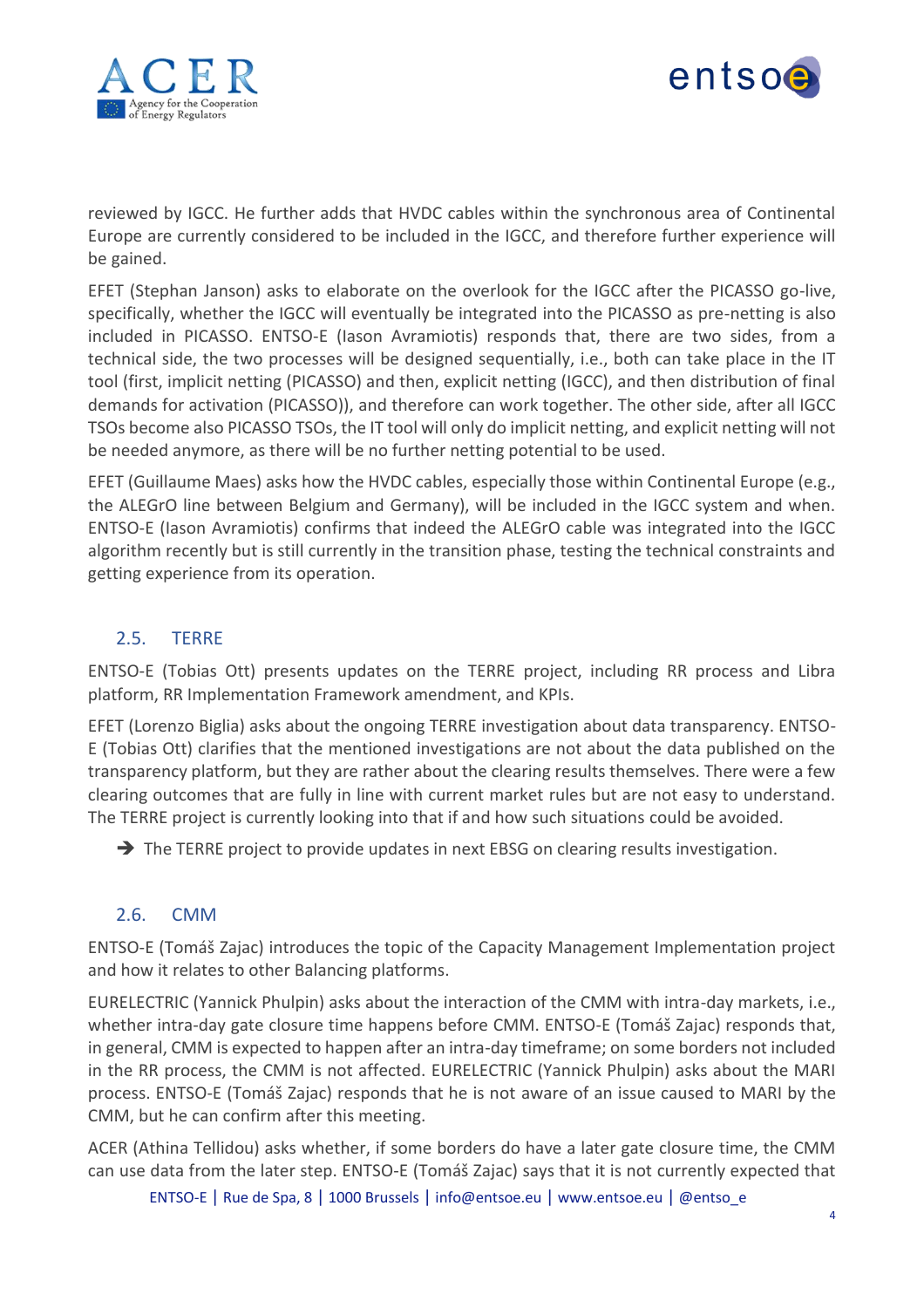reviewed by IGCC. He further adds that HVDC cables within the synchronous area of Continental Europe are currently considered to be included in the IGCC, and therefore further experience will be gained.

EFET (Stephan Janson) asks to elaborate on the overlook for the IGCC after the PICASSO go-live, specifically, whether the IGCC will eventually be integrated into the PICASSO as pre-netting is also included in PICASSO. ENTSO-E (Iason Avramiotis) responds that, there are two sides, from a technical side, the two processes will be designed sequentially, i.e., both can take place in the IT tool (first, implicit netting (PICASSO) and then, explicit netting (IGCC), and then distribution of final demands for activation (PICASSO)), and therefore can work together. The other side, after all IGCC TSOs become also PICASSO TSOs, the IT tool will only do implicit netting, and explicit netting will not be needed anymore, as there will be no further netting potential to be used.

EFET (Guillaume Maes) asks how the HVDC cables, especially those within Continental Europe (e.g., the ALEGrO line between Belgium and Germany), will be included in the IGCC system and when. ENTSO-E (Iason Avramiotis) confirms that indeed the ALEGrO cable was integrated into the IGCC algorithm recently but is still currently in the transition phase, testing the technical constraints and getting experience from its operation.

## 2.5. TERRE

ENTSO-E (Tobias Ott) presents updates on the TERRE project, including RR process and Libra platform, RR Implementation Framework amendment, and KPIs.

EFET (Lorenzo Biglia) asks about the ongoing TERRE investigation about data transparency. ENTSO-E (Tobias Ott) clarifies that the mentioned investigations are not about the data published on the transparency platform, but they are rather about the clearing results themselves. There were a few clearing outcomes that are fully in line with current market rules but are not easy to understand. The TERRE project is currently looking into that if and how such situations could be avoided.

➔ The TERRE project to provide updates in next EBSG on clearing results investigation.

## 2.6. CMM

ENTSO-E (Tomáš Zajac) introduces the topic of the Capacity Management Implementation project and how it relates to other Balancing platforms.

EURELECTRIC (Yannick Phulpin) asks about the interaction of the CMM with intra-day markets, i.e., whether intra-day gate closure time happens before CMM. ENTSO-E (Tomáš Zajac) responds that, in general, CMM is expected to happen after an intra-day timeframe; on some borders not included in the RR process, the CMM is not affected. EURELECTRIC (Yannick Phulpin) asks about the MARI process. ENTSO-E (Tomáš Zajac) responds that he is not aware of an issue caused to MARI by the CMM, but he can confirm after this meeting.

ACER (Athina Tellidou) asks whether, if some borders do have a later gate closure time, the CMM can use data from the later step. ENTSO-E (Tomáš Zajac) says that it is not currently expected that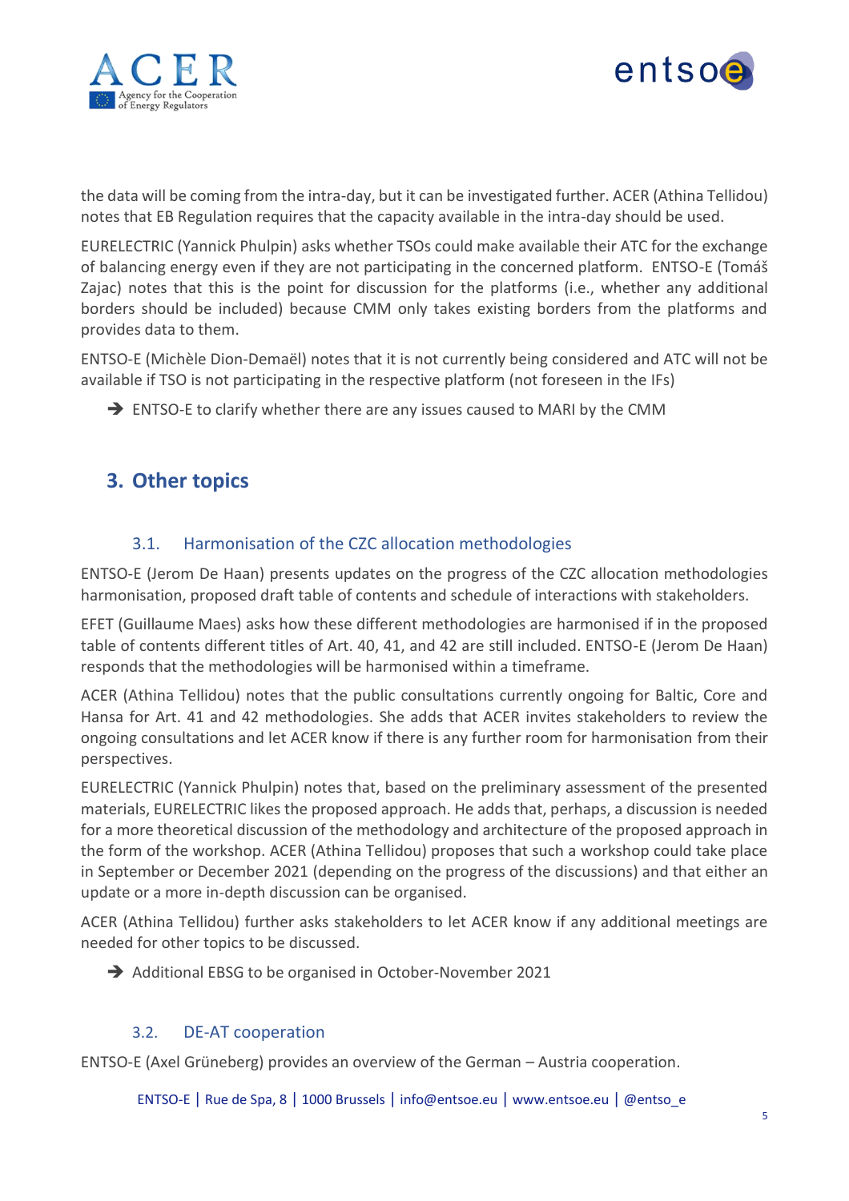the data will be coming from the intra-day, but it can be investigated further. ACER (Athina Tellidou) notes that EB Regulation requires that the capacity available in the intra-day should be used.

EURELECTRIC (Yannick Phulpin) asks whether TSOs could make available their ATC for the exchange of balancing energy even if they are not participating in the concerned platform. ENTSO-E (Tomáš Zajac) notes that this is the point for discussion for the platforms (i.e., whether any additional borders should be included) because CMM only takes existing borders from the platforms and provides data to them.

ENTSO-E (Michèle Dion-Demaël) notes that it is not currently being considered and ATC will not be available if TSO is not participating in the respective platform (not foreseen in the IFs)

- ➔ ENTSO-E to clarify whether there are any issues caused to MARI by the CMM

## 3. Other topics

### 3.1. Harmonisation of the CZC allocation methodologies

ENTSO-E (Jerom De Haan) presents updates on the progress of the CZC allocation methodologies harmonisation, proposed draft table of contents and schedule of interactions with stakeholders.

EFET (Guillaume Maes) asks how these different methodologies are harmonised if in the proposed table of contents different titles of Art. 40, 41, and 42 are still included. ENTSO-E (Jerom De Haan) responds that the methodologies will be harmonised within a timeframe.

ACER (Athina Tellidou) notes that the public consultations currently ongoing for Baltic, Core and Hansa for Art. 41 and 42 methodologies. She adds that ACER invites stakeholders to review the ongoing consultations and let ACER know if there is any further room for harmonisation from their perspectives.

EURELECTRIC (Yannick Phulpin) notes that, based on the preliminary assessment of the presented materials, EURELECTRIC likes the proposed approach. He adds that, perhaps, a discussion is needed for a more theoretical discussion of the methodology and architecture of the proposed approach in the form of the workshop. ACER (Athina Tellidou) proposes that such a workshop could take place in September or December 2021 (depending on the progress of the discussions) and that either an update or a more in-depth discussion can be organised.

ACER (Athina Tellidou) further asks stakeholders to let ACER know if any additional meetings are needed for other topics to be discussed.

- ➔ Additional EBSG to be organised in October-November 2021

### 3.2. DE-AT cooperation

ENTSO-E (Axel Grüneberg) provides an overview of the German – Austria cooperation.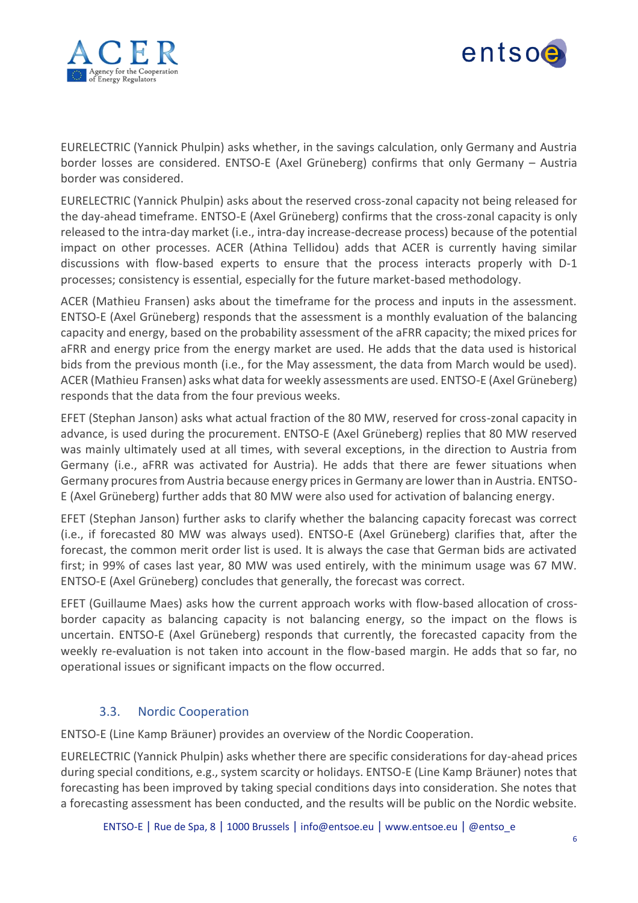EURELECTRIC (Yannick Phulpin) asks whether, in the savings calculation, only Germany and Austria border losses are considered. ENTSO-E (Axel Grüneberg) confirms that only Germany – Austria border was considered.

EURELECTRIC (Yannick Phulpin) asks about the reserved cross-zonal capacity not being released for the day-ahead timeframe. ENTSO-E (Axel Grüneberg) confirms that the cross-zonal capacity is only released to the intra-day market (i.e., intra-day increase-decrease process) because of the potential impact on other processes. ACER (Athina Tellidou) adds that ACER is currently having similar discussions with flow-based experts to ensure that the process interacts properly with D-1 processes; consistency is essential, especially for the future market-based methodology.

ACER (Mathieu Fransen) asks about the timeframe for the process and inputs in the assessment. ENTSO-E (Axel Grüneberg) responds that the assessment is a monthly evaluation of the balancing capacity and energy, based on the probability assessment of the aFRR capacity; the mixed prices for aFRR and energy price from the energy market are used. He adds that the data used is historical bids from the previous month (i.e., for the May assessment, the data from March would be used). ACER (Mathieu Fransen) asks what data for weekly assessments are used. ENTSO-E (Axel Grüneberg) responds that the data from the four previous weeks.

EFET (Stephan Janson) asks what actual fraction of the 80 MW, reserved for cross-zonal capacity in advance, is used during the procurement. ENTSO-E (Axel Grüneberg) replies that 80 MW reserved was mainly ultimately used at all times, with several exceptions, in the direction to Austria from Germany (i.e., aFRR was activated for Austria). He adds that there are fewer situations when Germany procures from Austria because energy prices in Germany are lower than in Austria. ENTSO-E (Axel Grüneberg) further adds that 80 MW were also used for activation of balancing energy.

EFET (Stephan Janson) further asks to clarify whether the balancing capacity forecast was correct (i.e., if forecasted 80 MW was always used). ENTSO-E (Axel Grüneberg) clarifies that, after the forecast, the common merit order list is used. It is always the case that German bids are activated first; in 99% of cases last year, 80 MW was used entirely, with the minimum usage was 67 MW. ENTSO-E (Axel Grüneberg) concludes that generally, the forecast was correct.

EFET (Guillaume Maes) asks how the current approach works with flow-based allocation of cross-border capacity as balancing capacity is not balancing energy, so the impact on the flows is uncertain. ENTSO-E (Axel Grüneberg) responds that currently, the forecasted capacity from the weekly re-evaluation is not taken into account in the flow-based margin. He adds that so far, no operational issues or significant impacts on the flow occurred.

### 3.3. Nordic Cooperation

ENTSO-E (Line Kamp Bräuner) provides an overview of the Nordic Cooperation.

EURELECTRIC (Yannick Phulpin) asks whether there are specific considerations for day-ahead prices during special conditions, e.g., system scarcity or holidays. ENTSO-E (Line Kamp Bräuner) notes that forecasting has been improved by taking special conditions days into consideration. She notes that a forecasting assessment has been conducted, and the results will be public on the Nordic website.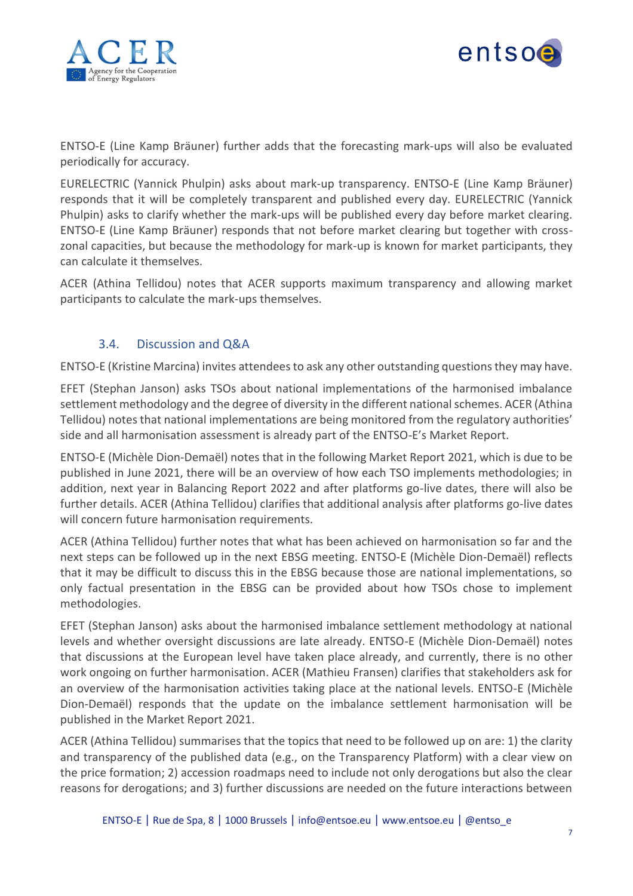ENTSO-E (Line Kamp Bräuner) further adds that the forecasting mark-ups will also be evaluated periodically for accuracy.

EURELECTRIC (Yannick Phulpin) asks about mark-up transparency. ENTSO-E (Line Kamp Bräuner) responds that it will be completely transparent and published every day. EURELECTRIC (Yannick Phulpin) asks to clarify whether the mark-ups will be published every day before market clearing. ENTSO-E (Line Kamp Bräuner) responds that not before market clearing but together with cross-zonal capacities, but because the methodology for mark-up is known for market participants, they can calculate it themselves.

ACER (Athina Tellidou) notes that ACER supports maximum transparency and allowing market participants to calculate the mark-ups themselves.

### 3.4. Discussion and Q&A

ENTSO-E (Kristine Marcina) invites attendees to ask any other outstanding questions they may have.

EFET (Stephan Janson) asks TSOs about national implementations of the harmonised imbalance settlement methodology and the degree of diversity in the different national schemes. ACER (Athina Tellidou) notes that national implementations are being monitored from the regulatory authorities' side and all harmonisation assessment is already part of the ENTSO-E's Market Report.

ENTSO-E (Michèle Dion-Demaël) notes that in the following Market Report 2021, which is due to be published in June 2021, there will be an overview of how each TSO implements methodologies; in addition, next year in Balancing Report 2022 and after platforms go-live dates, there will also be further details. ACER (Athina Tellidou) clarifies that additional analysis after platforms go-live dates will concern future harmonisation requirements.

ACER (Athina Tellidou) further notes that what has been achieved on harmonisation so far and the next steps can be followed up in the next EBSG meeting. ENTSO-E (Michèle Dion-Demaël) reflects that it may be difficult to discuss this in the EBSG because those are national implementations, so only factual presentation in the EBSG can be provided about how TSOs chose to implement methodologies.

EFET (Stephan Janson) asks about the harmonised imbalance settlement methodology at national levels and whether oversight discussions are late already. ENTSO-E (Michèle Dion-Demaël) notes that discussions at the European level have taken place already, and currently, there is no other work ongoing on further harmonisation. ACER (Mathieu Fransen) clarifies that stakeholders ask for an overview of the harmonisation activities taking place at the national levels. ENTSO-E (Michèle Dion-Demaël) responds that the update on the imbalance settlement harmonisation will be published in the Market Report 2021.

ACER (Athina Tellidou) summarises that the topics that need to be followed up on are: 1) the clarity and transparency of the published data (e.g., on the Transparency Platform) with a clear view on the price formation; 2) accession roadmaps need to include not only derogations but also the clear reasons for derogations; and 3) further discussions are needed on the future interactions between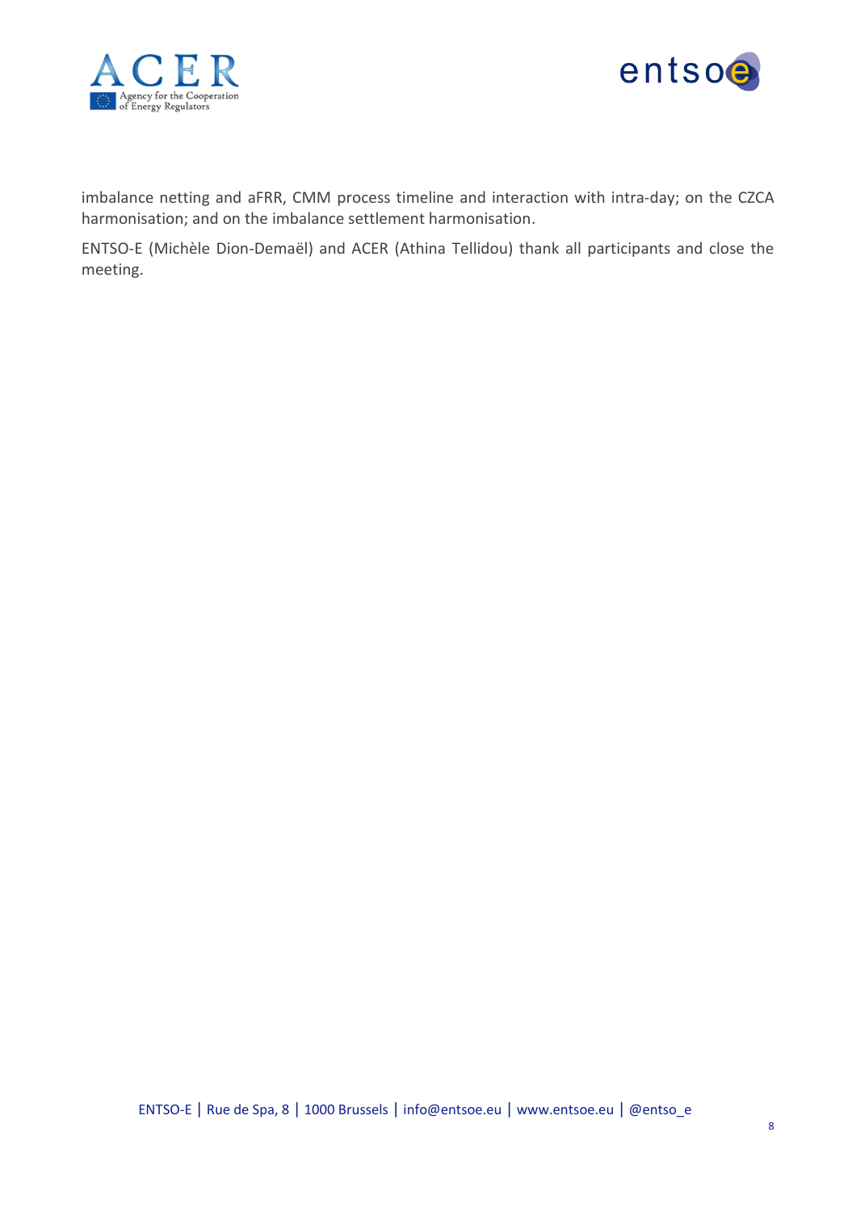imbalance netting and aFRR, CMM process timeline and interaction with intra-day; on the CZCA harmonisation; and on the imbalance settlement harmonisation.

ENTSO-E (Michèle Dion-Demaël) and ACER (Athina Tellidou) thank all participants and close the meeting.